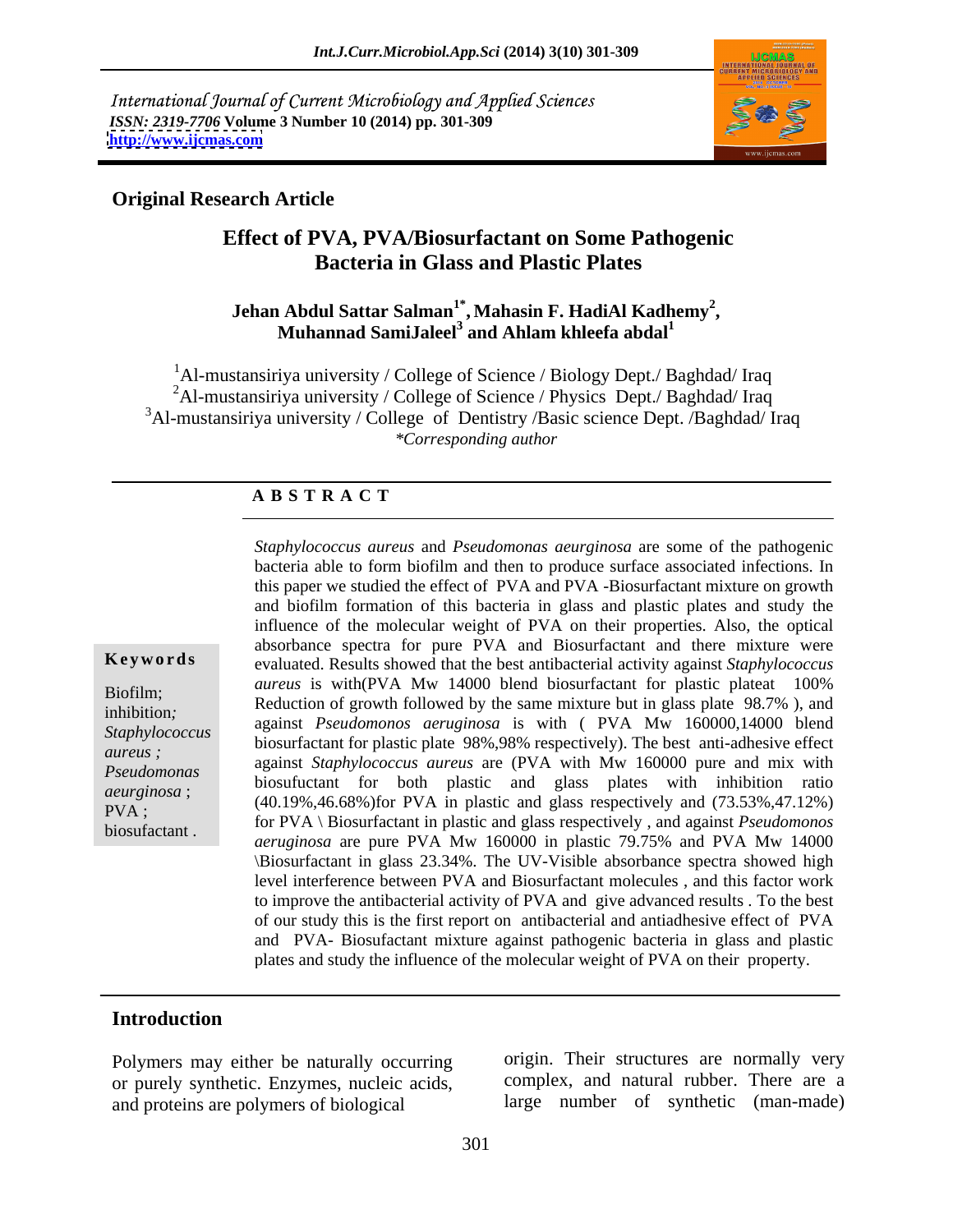International Journal of Current Microbiology and Applied Sciences
*ISSN: 2319-7706* **Volume 3 Number 10 (2014) pp. 301-309**
**http://www.ijcmas.com**

**Original Research Article**

# Effect of PVA, PVA/Biosurfactant on Some Pathogenic Bacteria in Glass and Plastic Plates

**Jehan Abdul Sattar Salman[1*], Mahasin F. HadiAl Kadhemy[2], Muhannad SamiJaleel[3] and Ahlam khleefa abdal[1]**

[1]Al-mustansiriya university / College of Science / Biology Dept./ Baghdad/ Iraq
[2]Al-mustansiriya university / College of Science / Physics Dept./ Baghdad/ Iraq
[3]Al-mustansiriya university / College of Dentistry /Basic science Dept. /Baghdad/ Iraq
*\*Corresponding author*

**A B S T R A C T**

*Staphylococcus aureus* and *Pseudomonas aeurginosa* are some of the pathogenic bacteria able to form biofilm and then to produce surface associated infections. In this paper we studied the effect of PVA and PVA -Biosurfactant mixture on growth and biofilm formation of this bacteria in glass and plastic plates and study the influence of the molecular weight of PVA on their properties. Also, the optical absorbance spectra for pure PVA and Biosurfactant and there mixture were evaluated. Results showed that the best antibacterial activity against *Staphylococcus aureus* is with(PVA Mw 14000 blend biosurfactant for plastic plateat 100% Reduction of growth followed by the same mixture but in glass plate 98.7% ), and against *Pseudomonos aeruginosa* is with ( PVA Mw 160000,14000 blend biosurfactant for plastic plate 98%,98% respectively). The best anti-adhesive effect against *Staphylococcus aureus* are (PVA with Mw 160000 pure and mix with biosufuctant for both plastic and glass plates with inhibition ratio (40.19%,46.68%)for PVA in plastic and glass respectively and (73.53%,47.12%) for PVA \ Biosurfactant in plastic and glass respectively , and against *Pseudomonos aeruginosa* are pure PVA Mw 160000 in plastic 79.75% and PVA Mw 14000 \Biosurfactant in glass 23.34%. The UV-Visible absorbance spectra showed high level interference between PVA and Biosurfactant molecules , and this factor work to improve the antibacterial activity of PVA and give advanced results . To the best of our study this is the first report on antibacterial and antiadhesive effect of PVA and PVA- Biosufactant mixture against pathogenic bacteria in glass and plastic plates and study the influence of the molecular weight of PVA on their property.

**Keywords**

Biofilm; inhibition; *Staphylococcus aureus ; Pseudomonas aeurginosa* ; PVA ; biosufactant .

## Introduction

Polymers may either be naturally occurring or purely synthetic. Enzymes, nucleic acids, and proteins are polymers of biological origin. Their structures are normally very complex, and natural rubber. There are a large number of synthetic (man-made)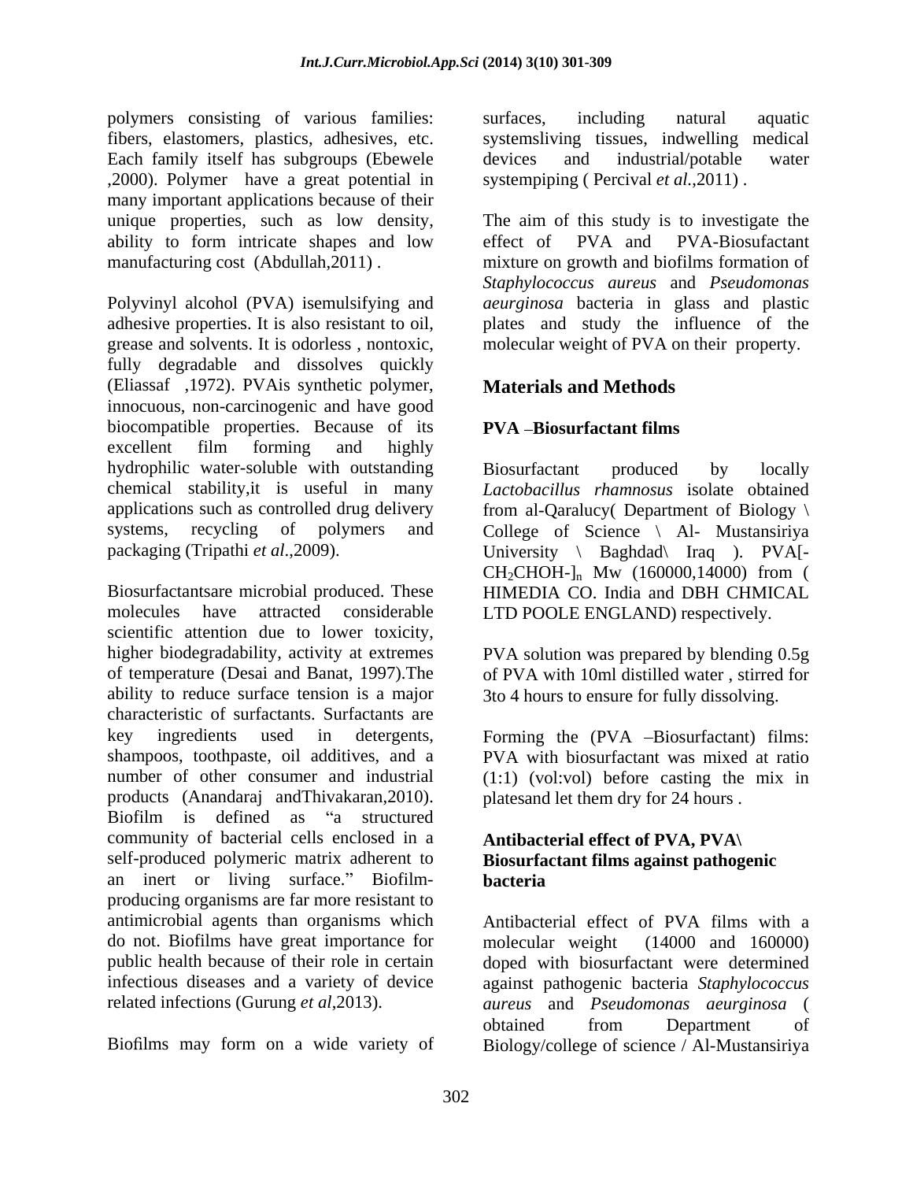polymers consisting of various families: fibers, elastomers, plastics, adhesives, etc. Each family itself has subgroups (Ebewele ,2000). Polymer have a great potential in many important applications because of their unique properties, such as low density, ability to form intricate shapes and low manufacturing cost (Abdullah,2011) .

Polyvinyl alcohol (PVA) isemulsifying and adhesive properties. It is also resistant to oil, grease and solvents. It is odorless , nontoxic, fully degradable and dissolves quickly (Eliassaf ,1972). PVAis synthetic polymer, innocuous, non-carcinogenic and have good biocompatible properties. Because of its excellent film forming and highly hydrophilic water-soluble with outstanding chemical stability,it is useful in many applications such as controlled drug delivery systems, recycling of polymers and packaging (Tripathi *et al*.,2009).

Biosurfactantsare microbial produced. These molecules have attracted considerable scientific attention due to lower toxicity, higher biodegradability, activity at extremes of temperature (Desai and Banat, 1997).The ability to reduce surface tension is a major characteristic of surfactants. Surfactants are key ingredients used in detergents, shampoos, toothpaste, oil additives, and a number of other consumer and industrial products (Anandaraj andThivakaran,2010). Biofilm is defined as "a structured community of bacterial cells enclosed in a self-produced polymeric matrix adherent to an inert or living surface." Biofilm-producing organisms are far more resistant to antimicrobial agents than organisms which do not. Biofilms have great importance for public health because of their role in certain infectious diseases and a variety of device related infections (Gurung *et al*,2013).

Biofilms may form on a wide variety of surfaces, including natural aquatic systemsliving tissues, indwelling medical devices and industrial/potable water systempiping ( Percival *et al*.,2011) .

The aim of this study is to investigate the effect of PVA and PVA-Biosufactant mixture on growth and biofilms formation of *Staphylococcus aureus* and *Pseudomonas aeurginosa* bacteria in glass and plastic plates and study the influence of the molecular weight of PVA on their property.

## Materials and Methods

### PVA –Biosurfactant films

Biosurfactant produced by locally *Lactobacillus rhamnosus* isolate obtained from al-Qaralucy( Department of Biology \ College of Science \ Al- Mustansiriya University \ Baghdad\ Iraq ). PVA[-$CH_2CHOH$-]$_n$ Mw (160000,14000) from ( HIMEDIA CO. India and DBH CHMICAL LTD POOLE ENGLAND) respectively.

PVA solution was prepared by blending 0.5g of PVA with 10ml distilled water , stirred for 3to 4 hours to ensure for fully dissolving.

Forming the (PVA –Biosurfactant) films: PVA with biosurfactant was mixed at ratio (1:1) (vol:vol) before casting the mix in platesand let them dry for 24 hours .

### Antibacterial effect of PVA, PVA\ Biosurfactant films against pathogenic bacteria

Antibacterial effect of PVA films with a molecular weight (14000 and 160000) doped with biosurfactant were determined against pathogenic bacteria *Staphylococcus aureus* and *Pseudomonas aeurginosa* ( obtained from Department of Biology/college of science / Al-Mustansiriya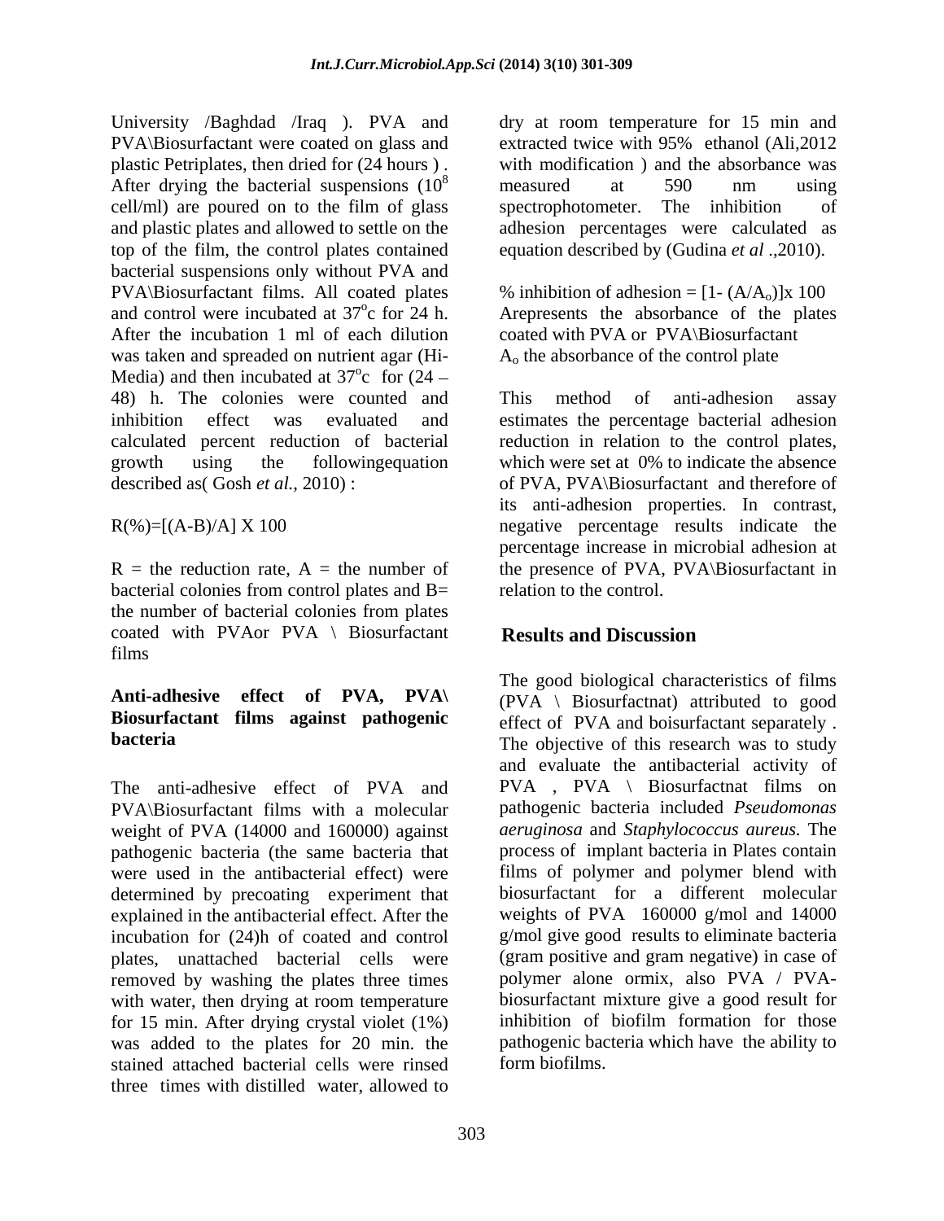University /Baghdad /Iraq ). PVA and PVA\Biosurfactant were coated on glass and plastic Petriplates, then dried for (24 hours ) . After drying the bacterial suspensions ($10^8$ cell/ml) are poured on to the film of glass and plastic plates and allowed to settle on the top of the film, the control plates contained bacterial suspensions only without PVA and PVA\Biosurfactant films. All coated plates and control were incubated at $37^o$c for 24 h. After the incubation 1 ml of each dilution was taken and spreaded on nutrient agar (Hi-Media) and then incubated at $37^o$c for (24 – 48) h. The colonies were counted and inhibition effect was evaluated and calculated percent reduction of bacterial growth using the followingequation described as( Gosh *et al.*, 2010) :

$$R(\%)=[(A-B)/A] \times 100$$

R = the reduction rate, A = the number of bacterial colonies from control plates and B= the number of bacterial colonies from plates coated with PVAor PVA \ Biosurfactant films

**Anti-adhesive effect of PVA, PVA\ Biosurfactant films against pathogenic bacteria**

The anti-adhesive effect of PVA and PVA\Biosurfactant films with a molecular weight of PVA (14000 and 160000) against pathogenic bacteria (the same bacteria that were used in the antibacterial effect) were determined by precoating experiment that explained in the antibacterial effect. After the incubation for (24)h of coated and control plates, unattached bacterial cells were removed by washing the plates three times with water, then drying at room temperature for 15 min. After drying crystal violet (1%) was added to the plates for 20 min. the stained attached bacterial cells were rinsed three times with distilled water, allowed to dry at room temperature for 15 min and extracted twice with 95% ethanol (Ali,2012 with modification ) and the absorbance was measured at 590 nm using spectrophotometer. The inhibition of adhesion percentages were calculated as equation described by (Gudina *et al* .,2010).

$$\% \text{ inhibition of adhesion} = [1- (A/A_o)] \times 100$$

Arepresents the absorbance of the plates coated with PVA or PVA\Biosurfactant

$A_o$ the absorbance of the control plate

This method of anti-adhesion assay estimates the percentage bacterial adhesion reduction in relation to the control plates, which were set at 0% to indicate the absence of PVA, PVA\Biosurfactant and therefore of its anti-adhesion properties. In contrast, negative percentage results indicate the percentage increase in microbial adhesion at the presence of PVA, PVA\Biosurfactant in relation to the control.

## Results and Discussion

The good biological characteristics of films (PVA \ Biosurfactnat) attributed to good effect of PVA and boisurfactant separately . The objective of this research was to study and evaluate the antibacterial activity of PVA , PVA \ Biosurfactnat films on pathogenic bacteria included *Pseudomonas aeruginosa* and *Staphylococcus aureus*. The process of implant bacteria in Plates contain films of polymer and polymer blend with biosurfactant for a different molecular weights of PVA 160000 g/mol and 14000 g/mol give good results to eliminate bacteria (gram positive and gram negative) in case of polymer alone ormix, also PVA / PVA-biosurfactant mixture give a good result for inhibition of biofilm formation for those pathogenic bacteria which have the ability to form biofilms.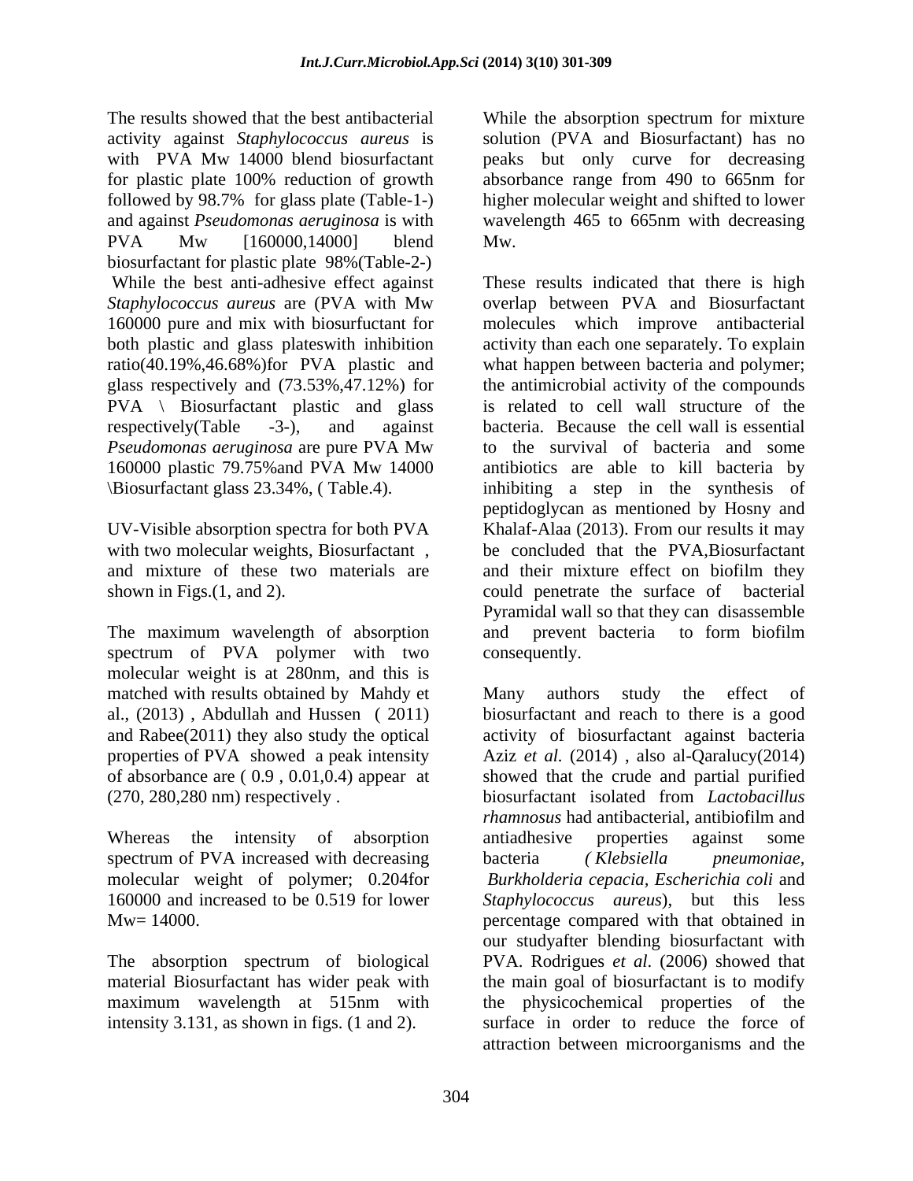The results showed that the best antibacterial activity against *Staphylococcus aureus* is with PVA Mw 14000 blend biosurfactant for plastic plate 100% reduction of growth followed by 98.7% for glass plate (Table-1-) and against *Pseudomonas aeruginosa* is with PVA Mw [160000,14000] blend biosurfactant for plastic plate 98%(Table-2-) While the best anti-adhesive effect against *Staphylococcus aureus* are (PVA with Mw 160000 pure and mix with biosurfuctant for both plastic and glass plateswith inhibition ratio(40.19%,46.68%)for PVA plastic and glass respectively and (73.53%,47.12%) for PVA \ Biosurfactant plastic and glass respectively(Table -3-), and against *Pseudomonas aeruginosa* are pure PVA Mw 160000 plastic 79.75%and PVA Mw 14000 \Biosurfactant glass 23.34%, ( Table.4).

UV-Visible absorption spectra for both PVA with two molecular weights, Biosurfactant , and mixture of these two materials are shown in Figs.(1, and 2).

The maximum wavelength of absorption spectrum of PVA polymer with two molecular weight is at 280nm, and this is matched with results obtained by Mahdy et al., (2013) , Abdullah and Hussen ( 2011) and Rabee(2011) they also study the optical properties of PVA showed a peak intensity of absorbance are ( 0.9 , 0.01,0.4) appear at (270, 280,280 nm) respectively .

Whereas the intensity of absorption spectrum of PVA increased with decreasing molecular weight of polymer; 0.204for 160000 and increased to be 0.519 for lower Mw= 14000.

The absorption spectrum of biological material Biosurfactant has wider peak with maximum wavelength at 515nm with intensity 3.131, as shown in figs. (1 and 2).

While the absorption spectrum for mixture solution (PVA and Biosurfactant) has no peaks but only curve for decreasing absorbance range from 490 to 665nm for higher molecular weight and shifted to lower wavelength 465 to 665nm with decreasing Mw.

These results indicated that there is high overlap between PVA and Biosurfactant molecules which improve antibacterial activity than each one separately. To explain what happen between bacteria and polymer; the antimicrobial activity of the compounds is related to cell wall structure of the bacteria. Because the cell wall is essential to the survival of bacteria and some antibiotics are able to kill bacteria by inhibiting a step in the synthesis of peptidoglycan as mentioned by Hosny and Khalaf-Alaa (2013). From our results it may be concluded that the PVA,Biosurfactant and their mixture effect on biofilm they could penetrate the surface of bacterial Pyramidal wall so that they can disassemble and prevent bacteria to form biofilm consequently.

Many authors study the effect of biosurfactant and reach to there is a good activity of biosurfactant against bacteria Aziz *et al.* (2014) , also al-Qaralucy(2014) showed that the crude and partial purified biosurfactant isolated from *Lactobacillus rhamnosus* had antibacterial, antibiofilm and antiadhesive properties against some bacteria *( Klebsiella pneumoniae, Burkholderia cepacia, Escherichia coli* and *Staphylococcus aureus*), but this less percentage compared with that obtained in our studyafter blending biosurfactant with PVA. Rodrigues *et al*. (2006) showed that the main goal of biosurfactant is to modify the physicochemical properties of the surface in order to reduce the force of attraction between microorganisms and the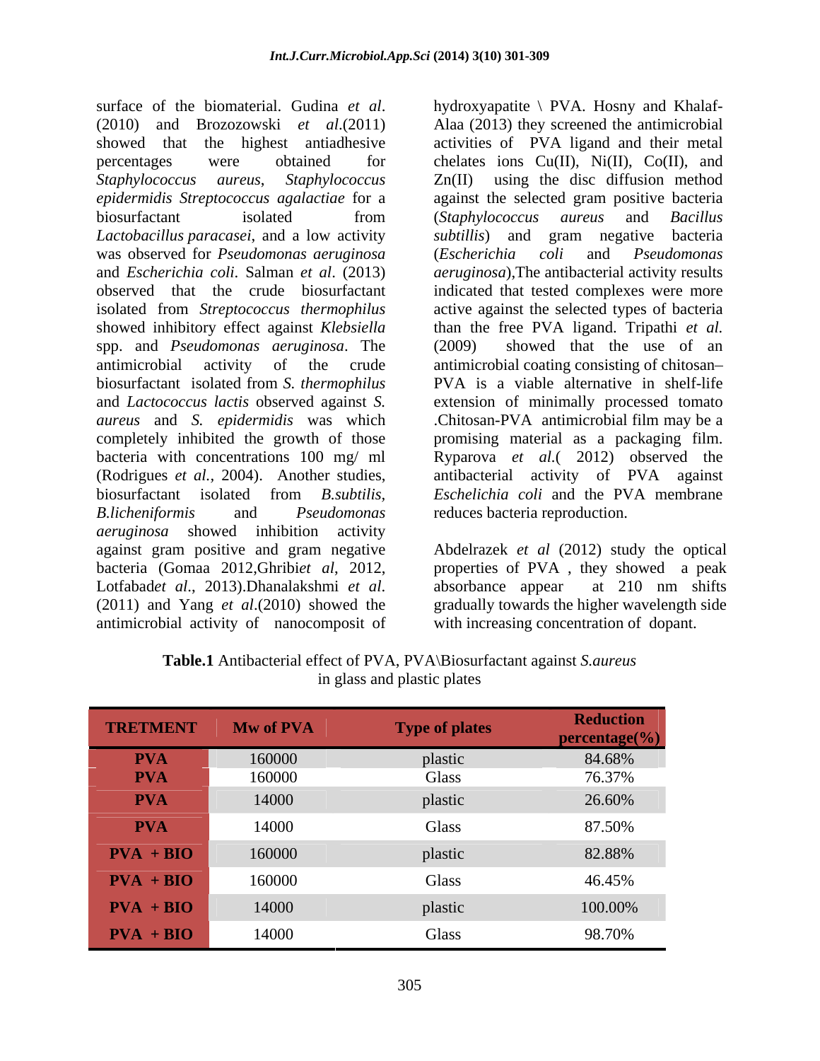surface of the biomaterial. Gudina *et al*. (2010) and Brozozowski *et al*.(2011) showed that the highest antiadhesive percentages were obtained for *Staphylococcus aureus*, *Staphylococcus epidermidis Streptococcus agalactiae* for a biosurfactant isolated from *Lactobacillus paracasei*, and a low activity was observed for *Pseudomonas aeruginosa* and *Escherichia coli*. Salman *et al*. (2013) observed that the crude biosurfactant isolated from *Streptococcus thermophilus* showed inhibitory effect against *Klebsiella* spp. and *Pseudomonas aeruginosa*. The antimicrobial activity of the crude biosurfactant isolated from *S. thermophilus* and *Lactococcus lactis* observed against *S. aureus* and *S. epidermidis* was which completely inhibited the growth of those bacteria with concentrations 100 mg/ ml (Rodrigues *et al.*, 2004). Another studies, biosurfactant isolated from *B.subtilis, B.licheniformis* and *Pseudomonas aeruginosa* showed inhibition activity against gram positive and gram negative bacteria (Gomaa 2012,Ghribi*et al*, 2012, Lotfabad*et al*., 2013).Dhanalakshmi *et al*. (2011) and Yang *et al*.(2010) showed the antimicrobial activity of nanocomposit of hydroxyapatite \ PVA. Hosny and Khalaf-Alaa (2013) they screened the antimicrobial activities of PVA ligand and their metal chelates ions Cu(II), Ni(II), Co(II), and Zn(II) using the disc diffusion method against the selected gram positive bacteria (*Staphylococcus aureus* and *Bacillus subtillis*) and gram negative bacteria (*Escherichia coli* and *Pseudomonas aeruginosa*),The antibacterial activity results indicated that tested complexes were more active against the selected types of bacteria than the free PVA ligand. Tripathi *et al.* (2009) showed that the use of an antimicrobial coating consisting of chitosan–PVA is a viable alternative in shelf-life extension of minimally processed tomato .Chitosan-PVA antimicrobial film may be a promising material as a packaging film. Ryparova *et al*.( 2012) observed the antibacterial activity of PVA against *Eschelichia coli* and the PVA membrane reduces bacteria reproduction.

Abdelrazek *et al* (2012) study the optical properties of PVA , they showed a peak absorbance appear at 210 nm shifts gradually towards the higher wavelength side with increasing concentration of dopant.

**Table.1** Antibacterial effect of PVA, PVA\Biosurfactant against *S.aureus* in glass and plastic plates

| TRETMENT | Mw of PVA | Type of plates | Reduction percentage(%) |
|---|---|---|---|
| PVA | 160000 | plastic | 84.68% |
| PVA | 160000 | Glass | 76.37% |
| PVA | 14000 | plastic | 26.60% |
| PVA | 14000 | Glass | 87.50% |
| PVA + BIO | 160000 | plastic | 82.88% |
| PVA + BIO | 160000 | Glass | 46.45% |
| PVA + BIO | 14000 | plastic | 100.00% |
| PVA + BIO | 14000 | Glass | 98.70% |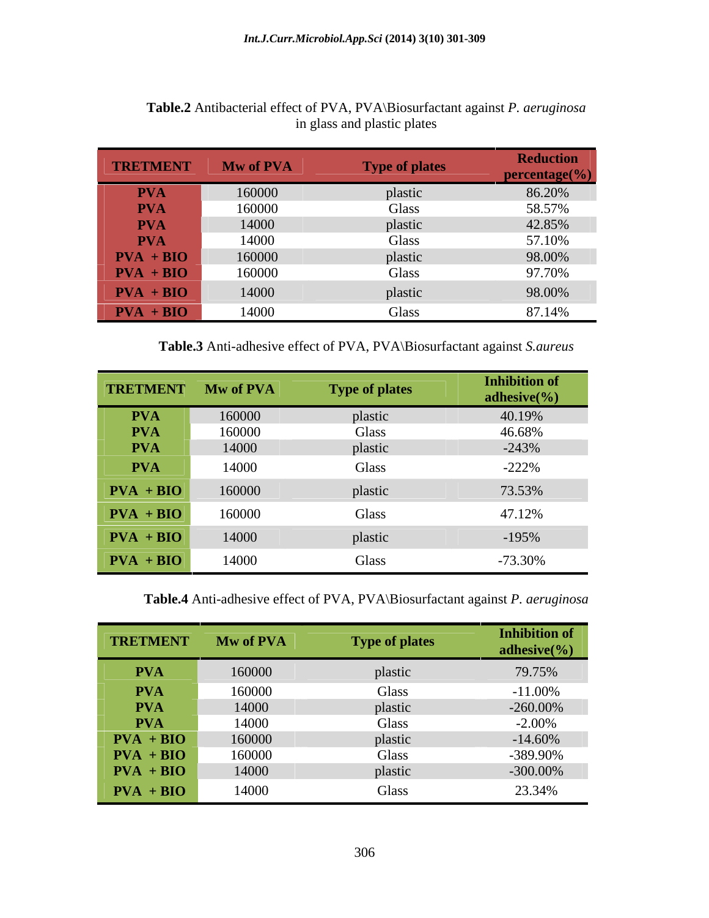**Table.2** Antibacterial effect of PVA, PVA\Biosurfactant against *P. aeruginosa* in glass and plastic plates

| TRETMENT | Mw of PVA | Type of plates | Reduction percentage(%) |
|---|---|---|---|
| PVA | 160000 | plastic | 86.20% |
| PVA | 160000 | Glass | 58.57% |
| PVA | 14000 | plastic | 42.85% |
| PVA | 14000 | Glass | 57.10% |
| PVA + BIO | 160000 | plastic | 98.00% |
| PVA + BIO | 160000 | Glass | 97.70% |
| PVA + BIO | 14000 | plastic | 98.00% |
| PVA + BIO | 14000 | Glass | 87.14% |

**Table.3** Anti-adhesive effect of PVA, PVA\Biosurfactant against *S.aureus*

| TRETMENT | Mw of PVA | Type of plates | Inhibition of adhesive(%) |
|---|---|---|---|
| PVA | 160000 | plastic | 40.19% |
| PVA | 160000 | Glass | 46.68% |
| PVA | 14000 | plastic | -243% |
| PVA | 14000 | Glass | -222% |
| PVA + BIO | 160000 | plastic | 73.53% |
| PVA + BIO | 160000 | Glass | 47.12% |
| PVA + BIO | 14000 | plastic | -195% |
| PVA + BIO | 14000 | Glass | -73.30% |

**Table.4** Anti-adhesive effect of PVA, PVA\Biosurfactant against *P. aeruginosa*

| TRETMENT | Mw of PVA | Type of plates | Inhibition of adhesive(%) |
|---|---|---|---|
| PVA | 160000 | plastic | 79.75% |
| PVA | 160000 | Glass | -11.00% |
| PVA | 14000 | plastic | -260.00% |
| PVA | 14000 | Glass | -2.00% |
| PVA + BIO | 160000 | plastic | -14.60% |
| PVA + BIO | 160000 | Glass | -389.90% |
| PVA + BIO | 14000 | plastic | -300.00% |
| PVA + BIO | 14000 | Glass | 23.34% |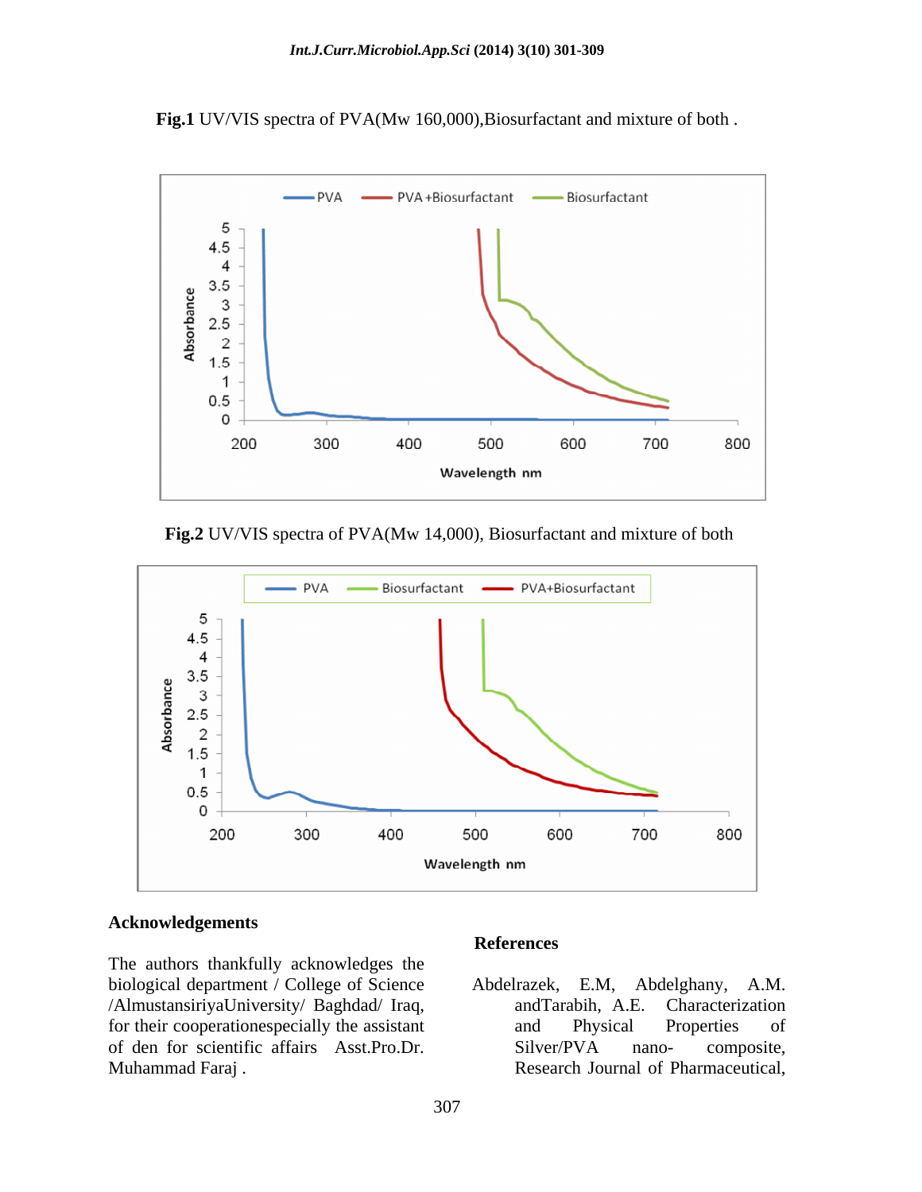**Fig.1** UV/VIS spectra of PVA(Mw 160,000),Biosurfactant and mixture of both .

**Fig.2** UV/VIS spectra of PVA(Mw 14,000), Biosurfactant and mixture of both

## Acknowledgements

The authors thankfully acknowledges the biological department / College of Science /AlmustansiriyaUniversity/ Baghdad/ Iraq, for their cooperationespecially the assistant of den for scientific affairs Asst.Pro.Dr. Muhammad Faraj .

## References

Abdelrazek, E.M, Abdelghany, A.M. andTarabih, A.E. Characterization and Physical Properties of Silver/PVA nano- composite, Research Journal of Pharmaceutical,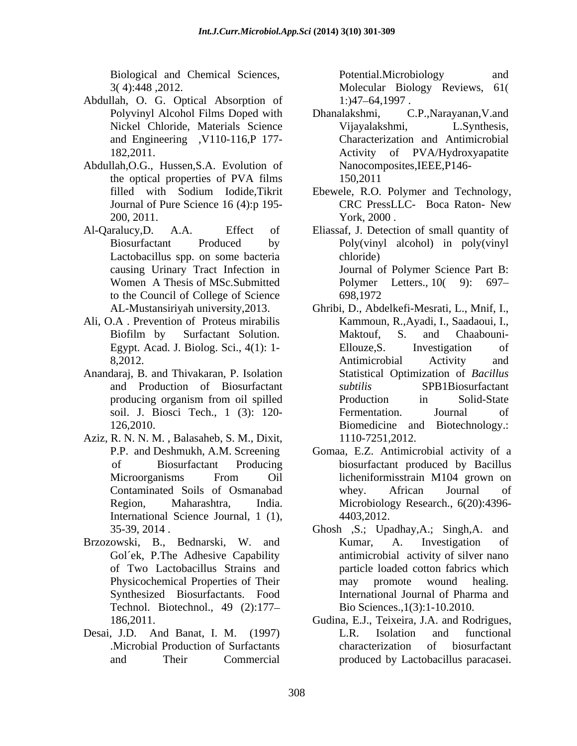Biological and Chemical Sciences, 3( 4):448 ,2012.

Abdullah, O. G. Optical Absorption of Polyvinyl Alcohol Films Doped with Nickel Chloride, Materials Science and Engineering ,V110-116,P 177-182,2011.

Abdullah,O.G., Hussen,S.A. Evolution of the optical properties of PVA films filled with Sodium Iodide,Tikrit Journal of Pure Science 16 (4):p 195-200, 2011.

Al-Qaralucy,D. A.A. Effect of Biosurfactant Produced by Lactobacillus spp. on some bacteria causing Urinary Tract Infection in Women A Thesis of MSc.Submitted to the Council of College of Science AL-Mustansiriyah university,2013.

Ali, O.A . Prevention of Proteus mirabilis Biofilm by Surfactant Solution. Egypt. Acad. J. Biolog. Sci., 4(1): 1-8,2012.

Anandaraj, B. and Thivakaran, P. Isolation and Production of Biosurfactant producing organism from oil spilled soil. J. Biosci Tech., 1 (3): 120-126,2010.

Aziz, R. N. N. M. , Balasaheb, S. M., Dixit, P.P. and Deshmukh, A.M. Screening of Biosurfactant Producing Microorganisms From Oil Contaminated Soils of Osmanabad Region, Maharashtra, India. International Science Journal, 1 (1), 35-39, 2014 .

Brzozowski, B., Bednarski, W. and Gol´ek, P.The Adhesive Capability of Two Lactobacillus Strains and Physicochemical Properties of Their Synthesized Biosurfactants. Food Technol. Biotechnol., 49 (2):177–186,2011.

Desai, J.D. And Banat, I. M. (1997) .Microbial Production of Surfactants and Their Commercial Potential.Microbiology and Molecular Biology Reviews, 61( 1:)47–64,1997 .

Dhanalakshmi, C.P.,Narayanan,V.and Vijayalakshmi, L.Synthesis, Characterization and Antimicrobial Activity of PVA/Hydroxyapatite Nanocomposites,IEEE,P146-150,2011

Ebewele, R.O. Polymer and Technology, CRC PressLLC- Boca Raton- New York, 2000 .

Eliassaf, J. Detection of small quantity of Poly(vinyl alcohol) in poly(vinyl chloride) Journal of Polymer Science Part B: Polymer Letters., 10( 9): 697–698,1972

Ghribi, D., Abdelkefi-Mesrati, L., Mnif, I., Kammoun, R.,Ayadi, I., Saadaoui, I., Maktouf, S. and Chaabouni-Ellouze,S. Investigation of Antimicrobial Activity and Statistical Optimization of *Bacillus subtilis* SPB1Biosurfactant Production in Solid-State Fermentation. Journal of Biomedicine and Biotechnology.: 1110-7251,2012.

Gomaa, E.Z. Antimicrobial activity of a biosurfactant produced by Bacillus licheniformisstrain M104 grown on whey. African Journal of Microbiology Research., 6(20):4396-4403,2012.

Ghosh ,S.; Upadhay,A.; Singh,A. and Kumar, A. Investigation of antimicrobial activity of silver nano particle loaded cotton fabrics which may promote wound healing. International Journal of Pharma and Bio Sciences.,1(3):1-10.2010.

Gudina, E.J., Teixeira, J.A. and Rodrigues, L.R. Isolation and functional characterization of biosurfactant produced by Lactobacillus paracasei.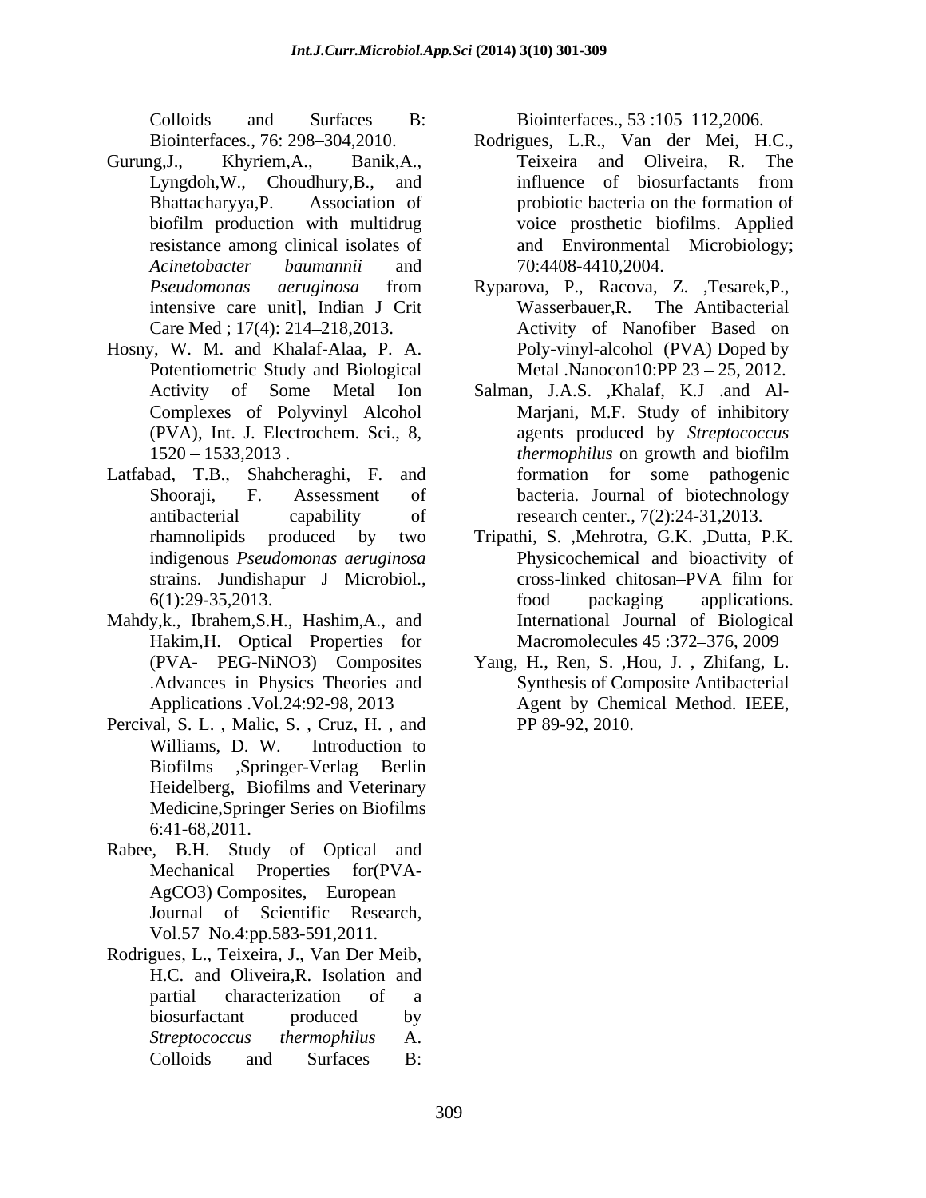Colloids and Surfaces B: Biointerfaces., 76: 298–304,2010.

Gurung,J., Khyriem,A., Banik,A., Lyngdoh,W., Choudhury,B., and Bhattacharyya,P. Association of biofilm production with multidrug resistance among clinical isolates of *Acinetobacter baumannii* and *Pseudomonas aeruginosa* from intensive care unit], Indian J Crit Care Med ; 17(4): 214–218,2013.

Hosny, W. M. and Khalaf-Alaa, P. A. Potentiometric Study and Biological Activity of Some Metal Ion Complexes of Polyvinyl Alcohol (PVA), Int. J. Electrochem. Sci., 8, 1520 – 1533,2013 .

Latfabad, T.B., Shahcheraghi, F. and Shooraji, F. Assessment of antibacterial capability of rhamnolipids produced by two indigenous *Pseudomonas aeruginosa* strains. Jundishapur J Microbiol., 6(1):29-35,2013.

Mahdy,k., Ibrahem,S.H., Hashim,A., and Hakim,H. Optical Properties for (PVA- PEG-NiNO3) Composites .Advances in Physics Theories and Applications .Vol.24:92-98, 2013

Percival, S. L. , Malic, S. , Cruz, H. , and Williams, D. W. Introduction to Biofilms ,Springer-Verlag Berlin Heidelberg, Biofilms and Veterinary Medicine,Springer Series on Biofilms 6:41-68,2011.

Rabee, B.H. Study of Optical and Mechanical Properties for(PVA-AgCO3) Composites, European Journal of Scientific Research, Vol.57 No.4:pp.583-591,2011.

Rodrigues, L., Teixeira, J., Van Der Meib, H.C. and Oliveira,R. Isolation and partial characterization of a biosurfactant produced by *Streptococcus thermophilus* A. Colloids and Surfaces B: Biointerfaces., 53 :105–112,2006.

Rodrigues, L.R., Van der Mei, H.C., Teixeira and Oliveira, R. The influence of biosurfactants from probiotic bacteria on the formation of voice prosthetic biofilms. Applied and Environmental Microbiology; 70:4408-4410,2004.

Ryparova, P., Racova, Z. ,Tesarek,P., Wasserbauer,R. The Antibacterial Activity of Nanofiber Based on Poly-vinyl-alcohol (PVA) Doped by Metal .Nanocon10:PP 23 – 25, 2012.

Salman, J.A.S. ,Khalaf, K.J .and Al-Marjani, M.F. Study of inhibitory agents produced by *Streptococcus thermophilus* on growth and biofilm formation for some pathogenic bacteria. Journal of biotechnology research center., 7(2):24-31,2013.

Tripathi, S. ,Mehrotra, G.K. ,Dutta, P.K. Physicochemical and bioactivity of cross-linked chitosan–PVA film for food packaging applications. International Journal of Biological Macromolecules 45 :372–376, 2009

Yang, H., Ren, S. ,Hou, J. , Zhifang, L. Synthesis of Composite Antibacterial Agent by Chemical Method. IEEE, PP 89-92, 2010.